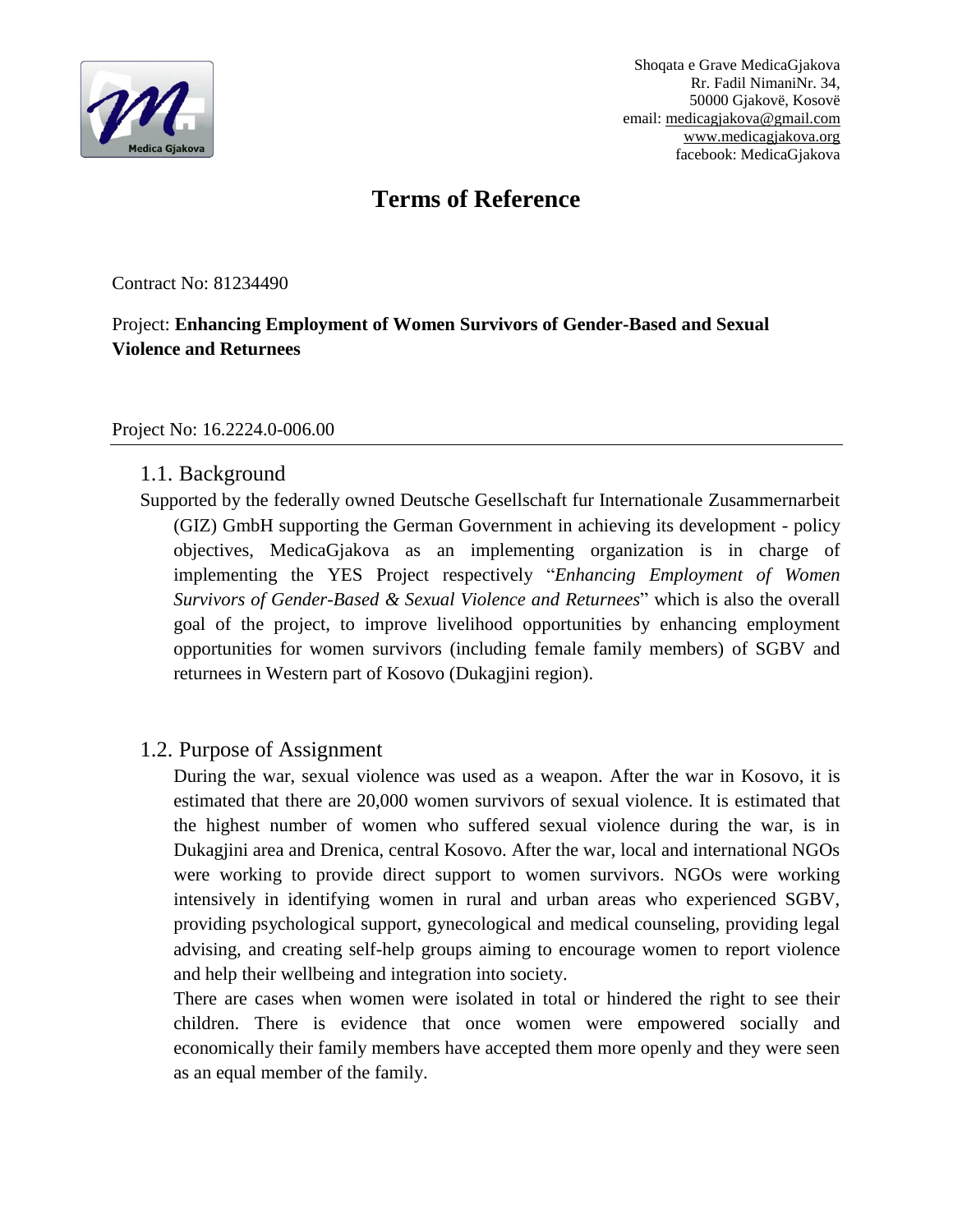Shoqata e Grave MedicaGjakova
Rr. Fadil NimaniNr. 34,
50000 Gjakovë, Kosovë
email: medicagjakova@gmail.com
www.medicagjakova.org
facebook: MedicaGjakova

# Terms of Reference

Contract No: 81234490

Project: **Enhancing Employment of Women Survivors of Gender-Based and Sexual Violence and Returnees**

Project No: 16.2224.0-006.00

---

## 1.1. Background

Supported by the federally owned Deutsche Gesellschaft fur Internationale Zusammernarbeit (GIZ) GmbH supporting the German Government in achieving its development - policy objectives, MedicaGjakova as an implementing organization is in charge of implementing the YES Project respectively "*Enhancing Employment of Women Survivors of Gender-Based & Sexual Violence and Returnees*" which is also the overall goal of the project, to improve livelihood opportunities by enhancing employment opportunities for women survivors (including female family members) of SGBV and returnees in Western part of Kosovo (Dukagjini region).

## 1.2. Purpose of Assignment

During the war, sexual violence was used as a weapon. After the war in Kosovo, it is estimated that there are 20,000 women survivors of sexual violence. It is estimated that the highest number of women who suffered sexual violence during the war, is in Dukagjini area and Drenica, central Kosovo. After the war, local and international NGOs were working to provide direct support to women survivors. NGOs were working intensively in identifying women in rural and urban areas who experienced SGBV, providing psychological support, gynecological and medical counseling, providing legal advising, and creating self-help groups aiming to encourage women to report violence and help their wellbeing and integration into society.

There are cases when women were isolated in total or hindered the right to see their children. There is evidence that once women were empowered socially and economically their family members have accepted them more openly and they were seen as an equal member of the family.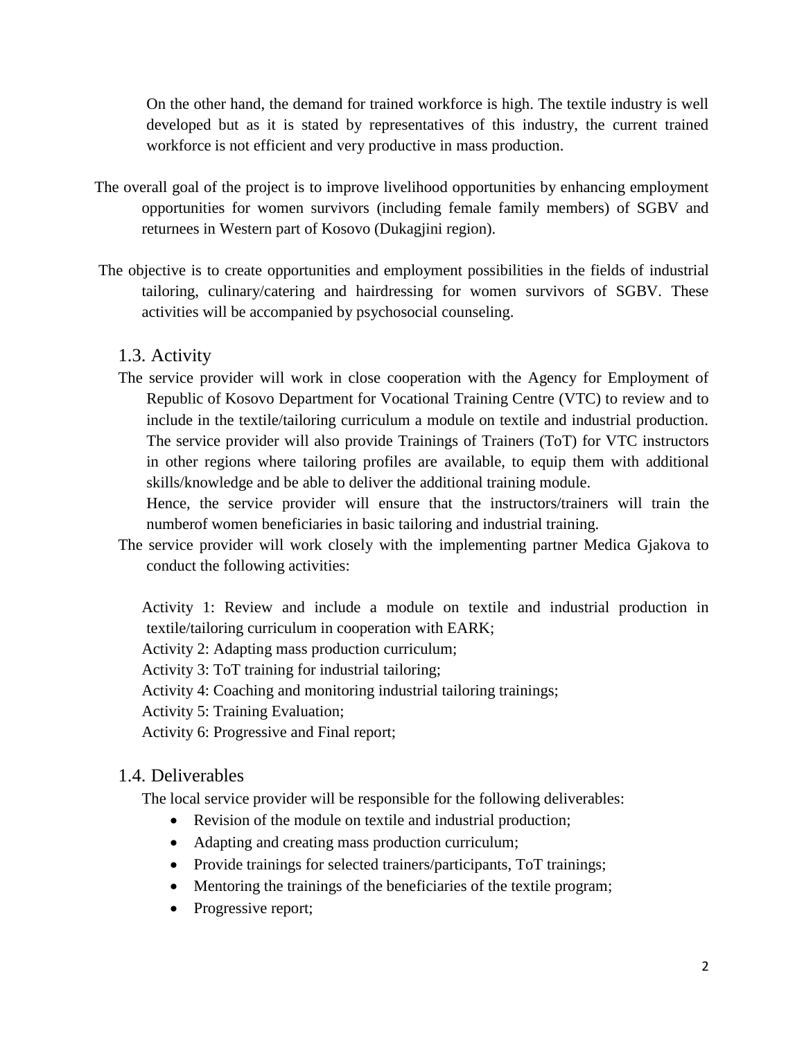On the other hand, the demand for trained workforce is high. The textile industry is well developed but as it is stated by representatives of this industry, the current trained workforce is not efficient and very productive in mass production.

The overall goal of the project is to improve livelihood opportunities by enhancing employment opportunities for women survivors (including female family members) of SGBV and returnees in Western part of Kosovo (Dukagjini region).

The objective is to create opportunities and employment possibilities in the fields of industrial tailoring, culinary/catering and hairdressing for women survivors of SGBV. These activities will be accompanied by psychosocial counseling.

## 1.3. Activity

The service provider will work in close cooperation with the Agency for Employment of Republic of Kosovo Department for Vocational Training Centre (VTC) to review and to include in the textile/tailoring curriculum a module on textile and industrial production. The service provider will also provide Trainings of Trainers (ToT) for VTC instructors in other regions where tailoring profiles are available, to equip them with additional skills/knowledge and be able to deliver the additional training module.

Hence, the service provider will ensure that the instructors/trainers will train the numberof women beneficiaries in basic tailoring and industrial training.

The service provider will work closely with the implementing partner Medica Gjakova to conduct the following activities:

Activity 1: Review and include a module on textile and industrial production in textile/tailoring curriculum in cooperation with EARK;

Activity 2: Adapting mass production curriculum;

Activity 3: ToT training for industrial tailoring;

Activity 4: Coaching and monitoring industrial tailoring trainings;

Activity 5: Training Evaluation;

Activity 6: Progressive and Final report;

## 1.4. Deliverables

The local service provider will be responsible for the following deliverables:

- Revision of the module on textile and industrial production;
- Adapting and creating mass production curriculum;
- Provide trainings for selected trainers/participants, ToT trainings;
- Mentoring the trainings of the beneficiaries of the textile program;
- Progressive report;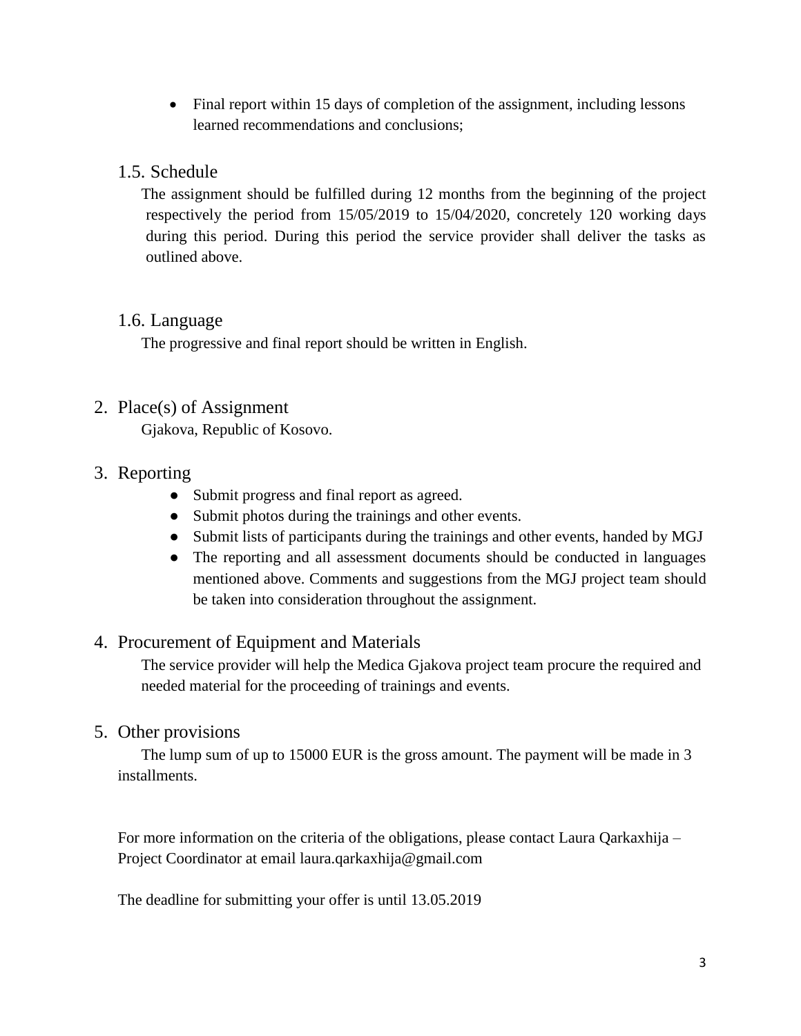- Final report within 15 days of completion of the assignment, including lessons learned recommendations and conclusions;

### 1.5. Schedule

The assignment should be fulfilled during 12 months from the beginning of the project respectively the period from 15/05/2019 to 15/04/2020, concretely 120 working days during this period. During this period the service provider shall deliver the tasks as outlined above.

### 1.6. Language

The progressive and final report should be written in English.

## 2. Place(s) of Assignment

Gjakova, Republic of Kosovo.

## 3. Reporting

- Submit progress and final report as agreed.
- Submit photos during the trainings and other events.
- Submit lists of participants during the trainings and other events, handed by MGJ
- The reporting and all assessment documents should be conducted in languages mentioned above. Comments and suggestions from the MGJ project team should be taken into consideration throughout the assignment.

## 4. Procurement of Equipment and Materials

The service provider will help the Medica Gjakova project team procure the required and needed material for the proceeding of trainings and events.

## 5. Other provisions

The lump sum of up to 15000 EUR is the gross amount. The payment will be made in 3 installments.

For more information on the criteria of the obligations, please contact Laura Qarkaxhija – Project Coordinator at email laura.qarkaxhija@gmail.com

The deadline for submitting your offer is until 13.05.2019